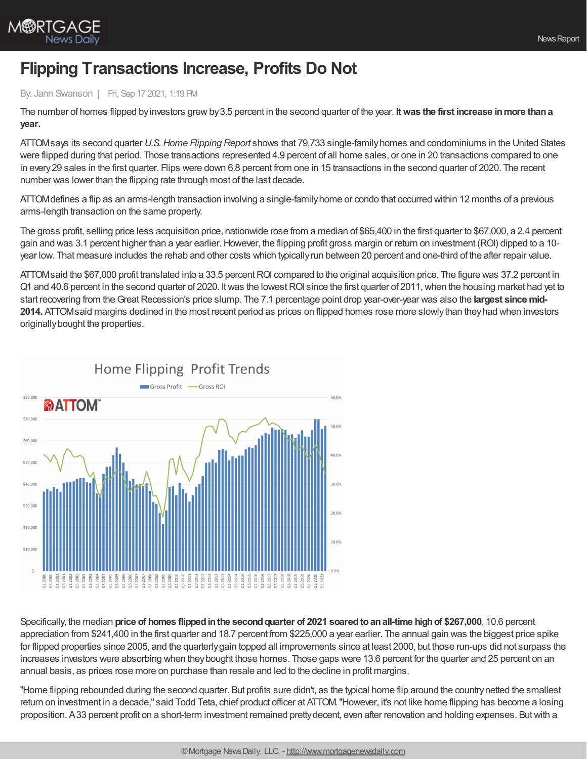# Flipping Transactions Increase, Profits Do Not

By: Jann Swanson | Fri, Sep 17 2021, 1:19 PM

The number of homes flipped by investors grew by 3.5 percent in the second quarter of the year. **It was the first increase in more than a year.**

ATTOM says its second quarter *U.S. Home Flipping Report* shows that 79,733 single-family homes and condominiums in the United States were flipped during that period. Those transactions represented 4.9 percent of all home sales, or one in 20 transactions compared to one in every 29 sales in the first quarter. Flips were down 6.8 percent from one in 15 transactions in the second quarter of 2020. The recent number was lower than the flipping rate through most of the last decade.

ATTOM defines a flip as an arms-length transaction involving a single-family home or condo that occurred within 12 months of a previous arms-length transaction on the same property.

The gross profit, selling price less acquisition price, nationwide rose from a median of $65,400 in the first quarter to $67,000, a 2.4 percent gain and was 3.1 percent higher than a year earlier. However, the flipping profit gross margin or return on investment (ROI) dipped to a 10-year low. That measure includes the rehab and other costs which typically run between 20 percent and one-third of the after repair value.

ATTOM said the $67,000 profit translated into a 33.5 percent ROI compared to the original acquisition price. The figure was 37.2 percent in Q1 and 40.6 percent in the second quarter of 2020. It was the lowest ROI since the first quarter of 2011, when the housing market had yet to start recovering from the Great Recession's price slump. The 7.1 percentage point drop year-over-year was also the **largest since mid-2014.** ATTOM said margins declined in the most recent period as prices on flipped homes rose more slowly than they had when investors originally bought the properties.

Specifically, the median **price of homes flipped in the second quarter of 2021 soared to an all-time high of $267,000**, 10.6 percent appreciation from $241,400 in the first quarter and 18.7 percent from $225,000 a year earlier. The annual gain was the biggest price spike for flipped properties since 2005, and the quarterly gain topped all improvements since at least 2000, but those run-ups did not surpass the increases investors were absorbing when they bought those homes. Those gaps were 13.6 percent for the quarter and 25 percent on an annual basis, as prices rose more on purchase than resale and led to the decline in profit margins.

"Home flipping rebounded during the second quarter. But profits sure didn't, as the typical home flip around the country netted the smallest return on investment in a decade," said Todd Teta, chief product officer at ATTOM. "However, it's not like home flipping has become a losing proposition. A 33 percent profit on a short-term investment remained pretty decent, even after renovation and holding expenses. But with a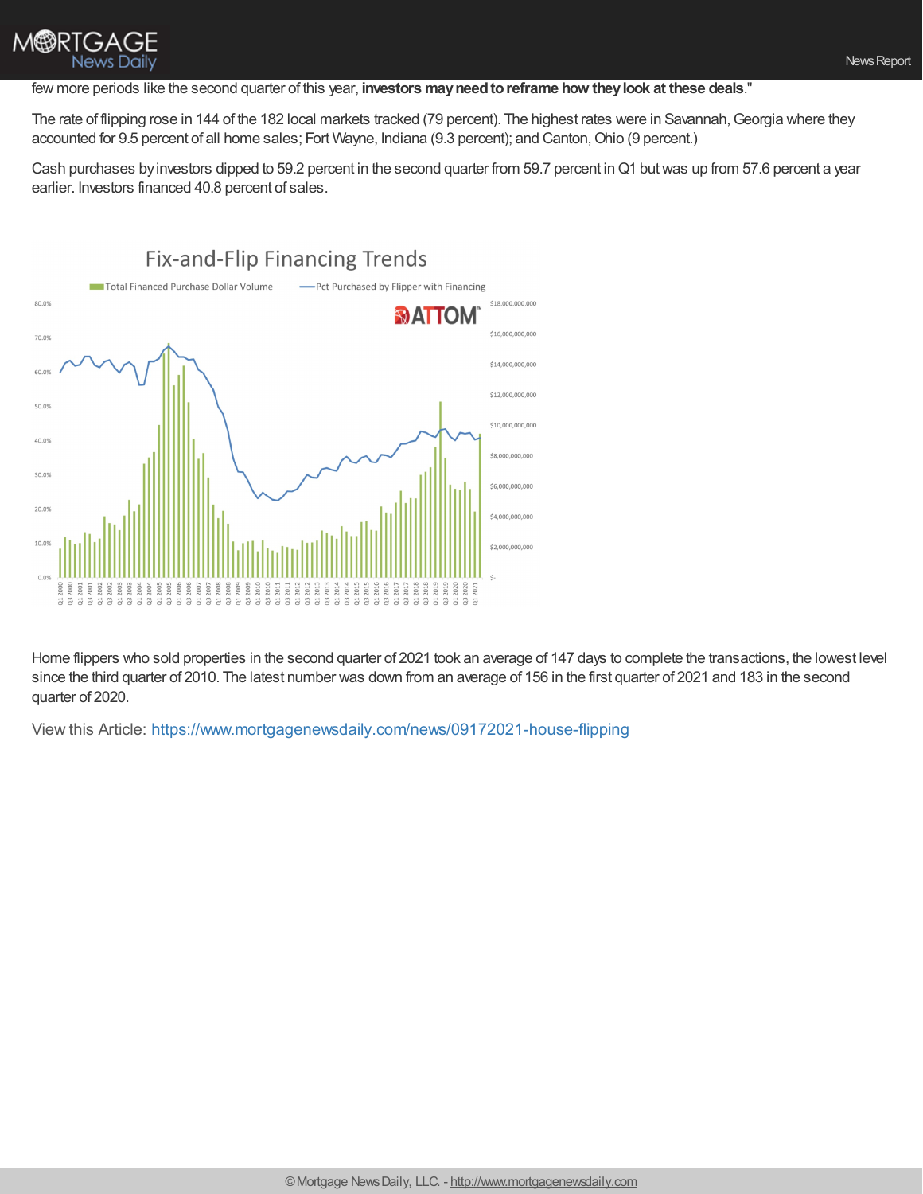few more periods like the second quarter of this year, **investors may need to reframe how they look at these deals**."

The rate of flipping rose in 144 of the 182 local markets tracked (79 percent). The highest rates were in Savannah, Georgia where they accounted for 9.5 percent of all home sales; Fort Wayne, Indiana (9.3 percent); and Canton, Ohio (9 percent.)

Cash purchases by investors dipped to 59.2 percent in the second quarter from 59.7 percent in Q1 but was up from 57.6 percent a year earlier. Investors financed 40.8 percent of sales.

Fix-and-Flip Financing Trends

Total Financed Purchase Dollar Volume
Pct Purchased by Flipper with Financing

ATTOM™

80.0%
70.0%
60.0%
50.0%
40.0%
30.0%
20.0%
10.0%
0.0%

$18,000,000,000
$16,000,000,000
$14,000,000,000
$12,000,000,000
$10,000,000,000
$8,000,000,000
$6,000,000,000
$4,000,000,000
$2,000,000,000
$-

Q1 2000, Q3 2000, Q1 2001, Q3 2001, Q1 2002, Q3 2002, Q1 2003, Q3 2003, Q1 2004, Q3 2004, Q1 2005, Q3 2005, Q1 2006, Q3 2006, Q1 2007, Q3 2007, Q1 2008, Q3 2008, Q1 2009, Q3 2009, Q1 2010, Q3 2010, Q1 2011, Q3 2011, Q1 2012, Q3 2012, Q1 2013, Q3 2013, Q1 2014, Q3 2014, Q1 2015, Q3 2015, Q1 2016, Q3 2016, Q1 2017, Q3 2017, Q1 2018, Q3 2018, Q1 2019, Q3 2019, Q1 2020, Q3 2020, Q1 2021

Home flippers who sold properties in the second quarter of 2021 took an average of 147 days to complete the transactions, the lowest level since the third quarter of 2010. The latest number was down from an average of 156 in the first quarter of 2021 and 183 in the second quarter of 2020.

View this Article: https://www.mortgagenewsdaily.com/news/09172021-house-flipping